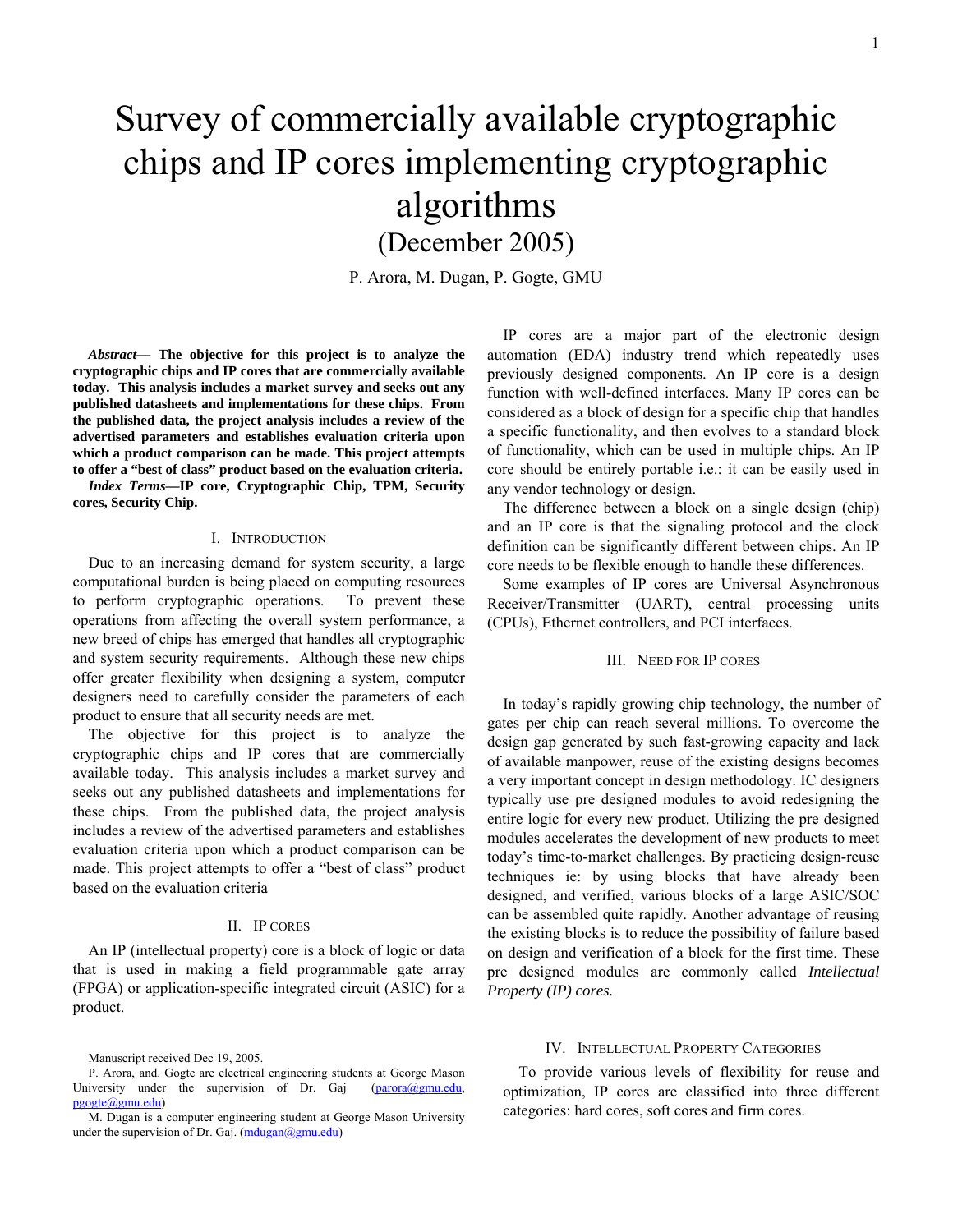# Survey of commercially available cryptographic chips and IP cores implementing cryptographic algorithms

## (December 2005)

P. Arora, M. Dugan, P. Gogte, GMU

***Abstract*— The objective for this project is to analyze the cryptographic chips and IP cores that are commercially available today. This analysis includes a market survey and seeks out any published datasheets and implementations for these chips. From the published data, the project analysis includes a review of the advertised parameters and establishes evaluation criteria upon which a product comparison can be made. This project attempts to offer a "best of class" product based on the evaluation criteria.**

***Index Terms*—IP core, Cryptographic Chip, TPM, Security cores, Security Chip.**

## I. Introduction

Due to an increasing demand for system security, a large computational burden is being placed on computing resources to perform cryptographic operations. To prevent these operations from affecting the overall system performance, a new breed of chips has emerged that handles all cryptographic and system security requirements. Although these new chips offer greater flexibility when designing a system, computer designers need to carefully consider the parameters of each product to ensure that all security needs are met.

The objective for this project is to analyze the cryptographic chips and IP cores that are commercially available today. This analysis includes a market survey and seeks out any published datasheets and implementations for these chips. From the published data, the project analysis includes a review of the advertised parameters and establishes evaluation criteria upon which a product comparison can be made. This project attempts to offer a "best of class" product based on the evaluation criteria

## II. IP Cores

An IP (intellectual property) core is a block of logic or data that is used in making a field programmable gate array (FPGA) or application-specific integrated circuit (ASIC) for a product.

IP cores are a major part of the electronic design automation (EDA) industry trend which repeatedly uses previously designed components. An IP core is a design function with well-defined interfaces. Many IP cores can be considered as a block of design for a specific chip that handles a specific functionality, and then evolves to a standard block of functionality, which can be used in multiple chips. An IP core should be entirely portable i.e.: it can be easily used in any vendor technology or design.

The difference between a block on a single design (chip) and an IP core is that the signaling protocol and the clock definition can be significantly different between chips. An IP core needs to be flexible enough to handle these differences.

Some examples of IP cores are Universal Asynchronous Receiver/Transmitter (UART), central processing units (CPUs), Ethernet controllers, and PCI interfaces.

## III. Need for IP Cores

In today's rapidly growing chip technology, the number of gates per chip can reach several millions. To overcome the design gap generated by such fast-growing capacity and lack of available manpower, reuse of the existing designs becomes a very important concept in design methodology. IC designers typically use pre designed modules to avoid redesigning the entire logic for every new product. Utilizing the pre designed modules accelerates the development of new products to meet today's time-to-market challenges. By practicing design-reuse techniques ie: by using blocks that have already been designed, and verified, various blocks of a large ASIC/SOC can be assembled quite rapidly. Another advantage of reusing the existing blocks is to reduce the possibility of failure based on design and verification of a block for the first time. These pre designed modules are commonly called *Intellectual Property (IP) cores.*

## IV. Intellectual Property Categories

To provide various levels of flexibility for reuse and optimization, IP cores are classified into three different categories: hard cores, soft cores and firm cores.

Manuscript received Dec 19, 2005.

P. Arora, and. Gogte are electrical engineering students at George Mason University under the supervision of Dr. Gaj (parora@gmu.edu, pgogte@gmu.edu)

M. Dugan is a computer engineering student at George Mason University under the supervision of Dr. Gaj. (mdugan@gmu.edu)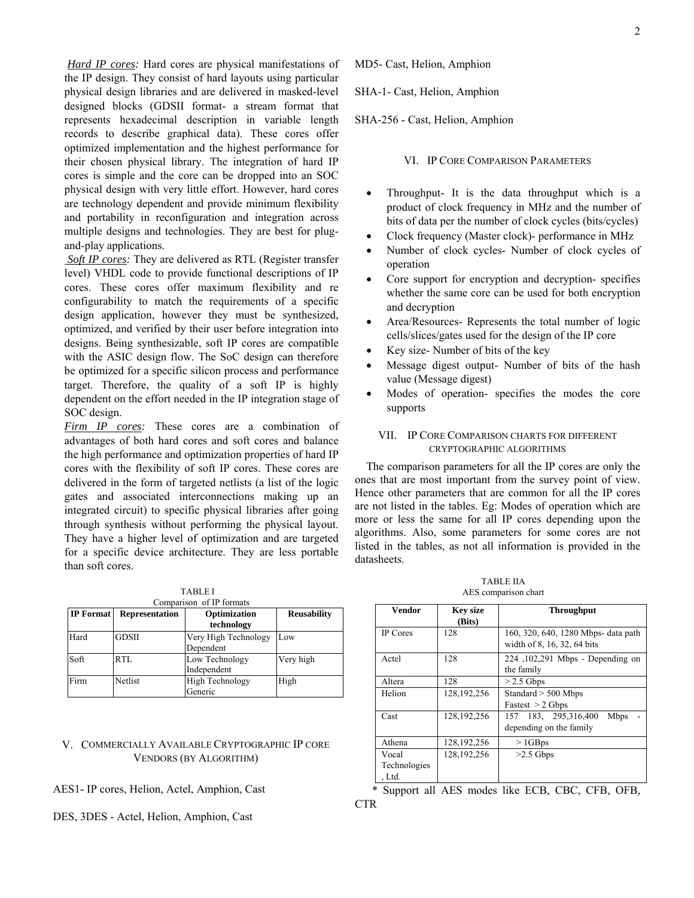*Hard IP cores:* Hard cores are physical manifestations of the IP design. They consist of hard layouts using particular physical design libraries and are delivered in masked-level designed blocks (GDSII format- a stream format that represents hexadecimal description in variable length records to describe graphical data). These cores offer optimized implementation and the highest performance for their chosen physical library. The integration of hard IP cores is simple and the core can be dropped into an SOC physical design with very little effort. However, hard cores are technology dependent and provide minimum flexibility and portability in reconfiguration and integration across multiple designs and technologies. They are best for plug-and-play applications.

*Soft IP cores:* They are delivered as RTL (Register transfer level) VHDL code to provide functional descriptions of IP cores. These cores offer maximum flexibility and re configurability to match the requirements of a specific design application, however they must be synthesized, optimized, and verified by their user before integration into designs. Being synthesizable, soft IP cores are compatible with the ASIC design flow. The SoC design can therefore be optimized for a specific silicon process and performance target. Therefore, the quality of a soft IP is highly dependent on the effort needed in the IP integration stage of SOC design.

*Firm IP cores:* These cores are a combination of advantages of both hard cores and soft cores and balance the high performance and optimization properties of hard IP cores with the flexibility of soft IP cores. These cores are delivered in the form of targeted netlists (a list of the logic gates and associated interconnections making up an integrated circuit) to specific physical libraries after going through synthesis without performing the physical layout. They have a higher level of optimization and are targeted for a specific device architecture. They are less portable than soft cores.

TABLE I
Comparison of IP formats

| IP Format | Representation | Optimization technology | Reusability |
|---|---|---|---|
| Hard | GDSII | Very High Technology Dependent | Low |
| Soft | RTL | Low Technology Independent | Very high |
| Firm | Netlist | High Technology Generic | High |

## V. Commercially Available Cryptographic IP Core Vendors (by Algorithm)

AES1- IP cores, Helion, Actel, Amphion, Cast

DES, 3DES - Actel, Helion, Amphion, Cast

MD5- Cast, Helion, Amphion

SHA-1- Cast, Helion, Amphion

SHA-256 - Cast, Helion, Amphion

## VI. IP Core Comparison Parameters

- Throughput- It is the data throughput which is a product of clock frequency in MHz and the number of bits of data per the number of clock cycles (bits/cycles)
- Clock frequency (Master clock)- performance in MHz
- Number of clock cycles- Number of clock cycles of operation
- Core support for encryption and decryption- specifies whether the same core can be used for both encryption and decryption
- Area/Resources- Represents the total number of logic cells/slices/gates used for the design of the IP core
- Key size- Number of bits of the key
- Message digest output- Number of bits of the hash value (Message digest)
- Modes of operation- specifies the modes the core supports

## VII. IP Core Comparison Charts for Different Cryptographic Algorithms

The comparison parameters for all the IP cores are only the ones that are most important from the survey point of view. Hence other parameters that are common for all the IP cores are not listed in the tables. Eg: Modes of operation which are more or less the same for all IP cores depending upon the algorithms. Also, some parameters for some cores are not listed in the tables, as not all information is provided in the datasheets.

TABLE IIA
AES comparison chart

| Vendor | Key size (Bits) | Throughput |
|---|---|---|
| IP Cores | 128 | 160, 320, 640, 1280 Mbps- data path width of 8, 16, 32, 64 bits |
| Actel | 128 | 224 ,102,291 Mbps - Depending on the family |
| Altera | 128 | > 2.5 Gbps |
| Helion | 128,192,256 | Standard > 500 Mbps<br>Fastest > 2 Gbps |
| Cast | 128,192,256 | 157 183, 295,316,400 Mbps - depending on the family |
| Athena | 128,192,256 | > 1GBps |
| Vocal Technologies , Ltd. | 128,192,256 | >2.5 Gbps |

\* Support all AES modes like ECB, CBC, CFB, OFB, CTR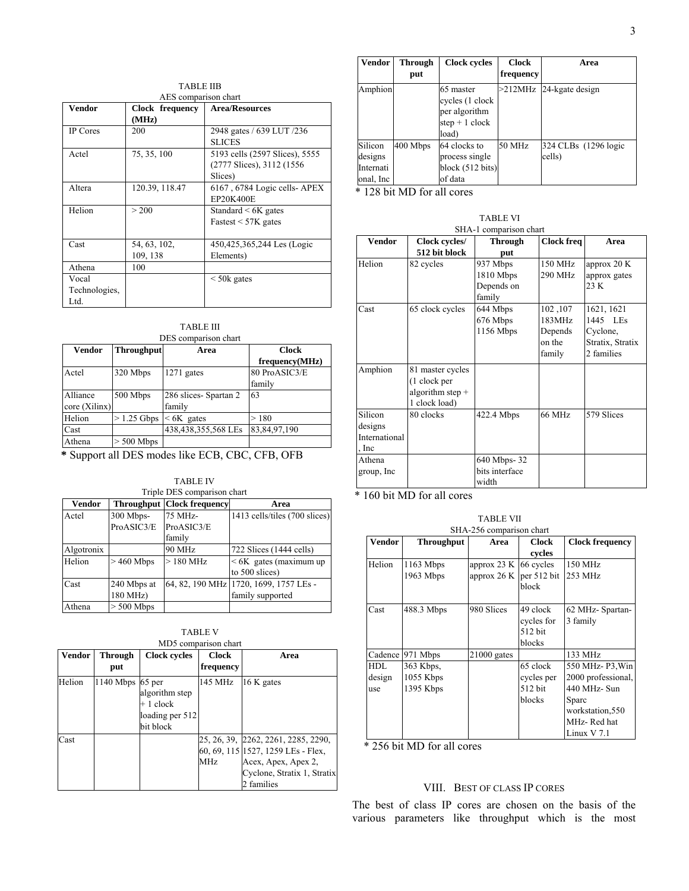TABLE IIB

AES comparison chart

| Vendor | Clock frequency (MHz) | Area/Resources |
|---|---|---|
| IP Cores | 200 | 2948 gates / 639 LUT /236 SLICES |
| Actel | 75, 35, 100 | 5193 cells (2597 Slices), 5555 (2777 Slices), 3112 (1556 Slices) |
| Altera | 120.39, 118.47 | 6167 , 6784 Logic cells- APEX EP20K400E |
| Helion | > 200 | Standard < 6K gates<br>Fastest < 57K gates |
| Cast | 54, 63, 102, 109, 138 | 450,425,365,244 Les (Logic Elements) |
| Athena | 100 | |
| Vocal Technologies, Ltd. | | < 50k gates |

TABLE III

DES comparison chart

| Vendor | Throughput | Area | Clock frequency(MHz) |
|---|---|---|---|
| Actel | 320 Mbps | 1271 gates | 80 ProASIC3/E family |
| Alliance core (Xilinx) | 500 Mbps | 286 slices- Spartan 2 family | 63 |
| Helion | > 1.25 Gbps | < 6K gates | > 180 |
| Cast | | 438,438,355,568 LEs | 83,84,97,190 |
| Athena | > 500 Mbps | | |

**\*** Support all DES modes like ECB, CBC, CFB, OFB

TABLE IV

Triple DES comparison chart

| Vendor | Throughput | Clock frequency | Area |
|---|---|---|---|
| Actel | 300 Mbps-ProASIC3/E | 75 MHz-ProASIC3/E family | 1413 cells/tiles (700 slices) |
| Algotronix | | 90 MHz | 722 Slices (1444 cells) |
| Helion | > 460 Mbps | > 180 MHz | < 6K gates (maximum up to 500 slices) |
| Cast | 240 Mbps at 180 MHz) | 64, 82, 190 MHz | 1720, 1699, 1757 LEs - family supported |
| Athena | > 500 Mbps | | |

TABLE V

MD5 comparison chart

| Vendor | Through put | Clock cycles | Clock frequency | Area |
|---|---|---|---|---|
| Helion | 1140 Mbps | 65 per algorithm step + 1 clock loading per 512 bit block | 145 MHz | 16 K gates |
| Cast | | | 25, 26, 39, 60, 69, 115 MHz | 2262, 2261, 2285, 2290, 1527, 1259 LEs - Flex, Acex, Apex, Apex 2, Cyclone, Stratix 1, Stratix 2 families |
| Amphion | | 65 master cycles (1 clock per algorithm step + 1 clock load) | >212MHz | 24-kgate design |
| Silicon designs International, Inc | 400 Mbps | 64 clocks to process single block (512 bits) of data | 50 MHz | 324 CLBs (1296 logic cells) |

\* 128 bit MD for all cores

TABLE VI

SHA-1 comparison chart

| Vendor | Clock cycles/ 512 bit block | Through put | Clock freq | Area |
|---|---|---|---|---|
| Helion | 82 cycles | 937 Mbps<br>1810 Mbps<br>Depends on family | 150 MHz<br>290 MHz | approx 20 K<br>approx gates<br>23 K |
| Cast | 65 clock cycles | 644 Mbps<br>676 Mbps<br>1156 Mbps | 102 ,107<br>183MHz<br>Depends on the family | 1621, 1621<br>1445 LEs<br>Cyclone, Stratix, Stratix 2 families |
| Amphion | 81 master cycles (1 clock per algorithm step + 1 clock load) | | | |
| Silicon designs International, Inc | 80 clocks | 422.4 Mbps | 66 MHz | 579 Slices |
| Athena group, Inc | | 640 Mbps- 32 bits interface width | | |

\* 160 bit MD for all cores

TABLE VII

SHA-256 comparison chart

| Vendor | Throughput | Area | Clock cycles | Clock frequency |
|---|---|---|---|---|
| Helion | 1163 Mbps<br>1963 Mbps | approx 23 K<br>approx 26 K | 66 cycles per 512 bit block | 150 MHz<br>253 MHz |
| Cast | 488.3 Mbps | 980 Slices | 49 clock cycles for 512 bit blocks | 62 MHz- Spartan-3 family |
| Cadence | 971 Mbps | 21000 gates | | 133 MHz |
| HDL design use | 363 Kbps,<br>1055 Kbps<br>1395 Kbps | | 65 clock cycles per 512 bit blocks | 550 MHz- P3,Win 2000 professional, 440 MHz- Sun Sparc workstation,550 MHz- Red hat Linux V 7.1 |

\* 256 bit MD for all cores

## VIII. Best of Class IP Cores

The best of class IP cores are chosen on the basis of the various parameters like throughput which is the most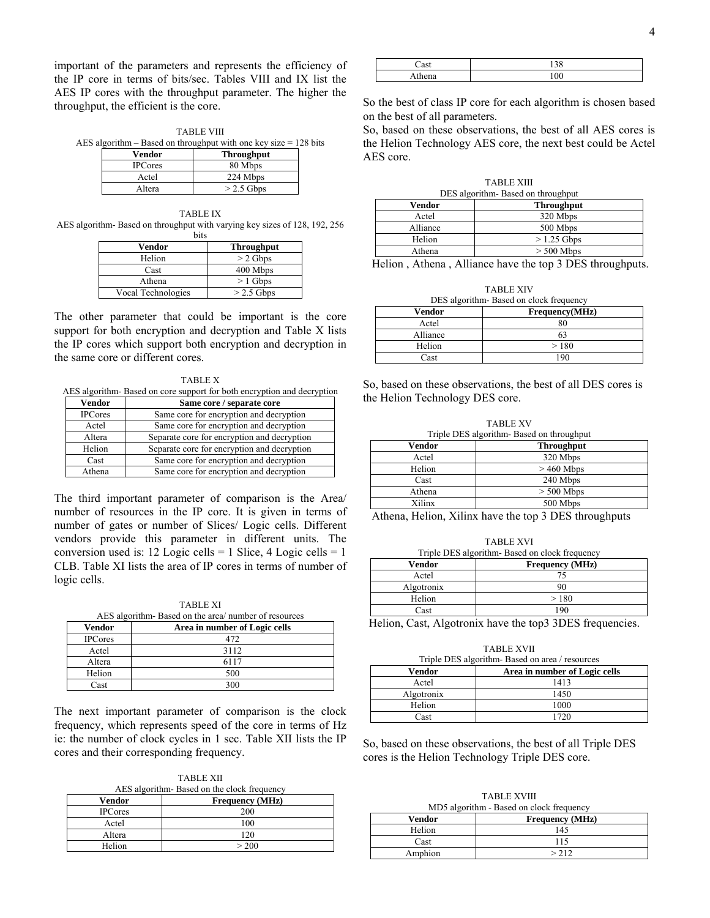important of the parameters and represents the efficiency of the IP core in terms of bits/sec. Tables VIII and IX list the AES IP cores with the throughput parameter. The higher the throughput, the efficient is the core.

TABLE VIII
AES algorithm – Based on throughput with one key size = 128 bits

| Vendor | Throughput |
|---|---|
| IPCores | 80 Mbps |
| Actel | 224 Mbps |
| Altera | > 2.5 Gbps |

TABLE IX
AES algorithm- Based on throughput with varying key sizes of 128, 192, 256 bits

| Vendor | Throughput |
|---|---|
| Helion | > 2 Gbps |
| Cast | 400 Mbps |
| Athena | > 1 Gbps |
| Vocal Technologies | > 2.5 Gbps |

The other parameter that could be important is the core support for both encryption and decryption and Table X lists the IP cores which support both encryption and decryption in the same core or different cores.

TABLE X
AES algorithm- Based on core support for both encryption and decryption

| Vendor | Same core / separate core |
|---|---|
| IPCores | Same core for encryption and decryption |
| Actel | Same core for encryption and decryption |
| Altera | Separate core for encryption and decryption |
| Helion | Separate core for encryption and decryption |
| Cast | Same core for encryption and decryption |
| Athena | Same core for encryption and decryption |

The third important parameter of comparison is the Area/ number of resources in the IP core. It is given in terms of number of gates or number of Slices/ Logic cells. Different vendors provide this parameter in different units. The conversion used is: 12 Logic cells = 1 Slice, 4 Logic cells = 1 CLB. Table XI lists the area of IP cores in terms of number of logic cells.

TABLE XI
AES algorithm- Based on the area/ number of resources

| Vendor | Area in number of Logic cells |
|---|---|
| IPCores | 472 |
| Actel | 3112 |
| Altera | 6117 |
| Helion | 500 |
| Cast | 300 |

The next important parameter of comparison is the clock frequency, which represents speed of the core in terms of Hz ie: the number of clock cycles in 1 sec. Table XII lists the IP cores and their corresponding frequency.

TABLE XII
AES algorithm- Based on the clock frequency

| Vendor | Frequency (MHz) |
|---|---|
| IPCores | 200 |
| Actel | 100 |
| Altera | 120 |
| Helion | > 200 |
| Cast | 138 |
| Athena | 100 |

So the best of class IP core for each algorithm is chosen based on the best of all parameters.

So, based on these observations, the best of all AES cores is the Helion Technology AES core, the next best could be Actel AES core.

TABLE XIII
DES algorithm- Based on throughput

| Vendor | Throughput |
|---|---|
| Actel | 320 Mbps |
| Alliance | 500 Mbps |
| Helion | > 1.25 Gbps |
| Athena | > 500 Mbps |

Helion , Athena , Alliance have the top 3 DES throughputs.

TABLE XIV
DES algorithm- Based on clock frequency

| Vendor | Frequency(MHz) |
|---|---|
| Actel | 80 |
| Alliance | 63 |
| Helion | > 180 |
| Cast | 190 |

So, based on these observations, the best of all DES cores is the Helion Technology DES core.

TABLE XV
Triple DES algorithm- Based on throughput

| Vendor | Throughput |
|---|---|
| Actel | 320 Mbps |
| Helion | > 460 Mbps |
| Cast | 240 Mbps |
| Athena | > 500 Mbps |
| Xilinx | 500 Mbps |

Athena, Helion, Xilinx have the top 3 DES throughputs

TABLE XVI
Triple DES algorithm- Based on clock frequency

| Vendor | Frequency (MHz) |
|---|---|
| Actel | 75 |
| Algotronix | 90 |
| Helion | > 180 |
| Cast | 190 |

Helion, Cast, Algotronix have the top3 3DES frequencies.

TABLE XVII
Triple DES algorithm- Based on area / resources

| Vendor | Area in number of Logic cells |
|---|---|
| Actel | 1413 |
| Algotronix | 1450 |
| Helion | 1000 |
| Cast | 1720 |

So, based on these observations, the best of all Triple DES cores is the Helion Technology Triple DES core.

TABLE XVIII
MD5 algorithm - Based on clock frequency

| Vendor | Frequency (MHz) |
|---|---|
| Helion | 145 |
| Cast | 115 |
| Amphion | > 212 |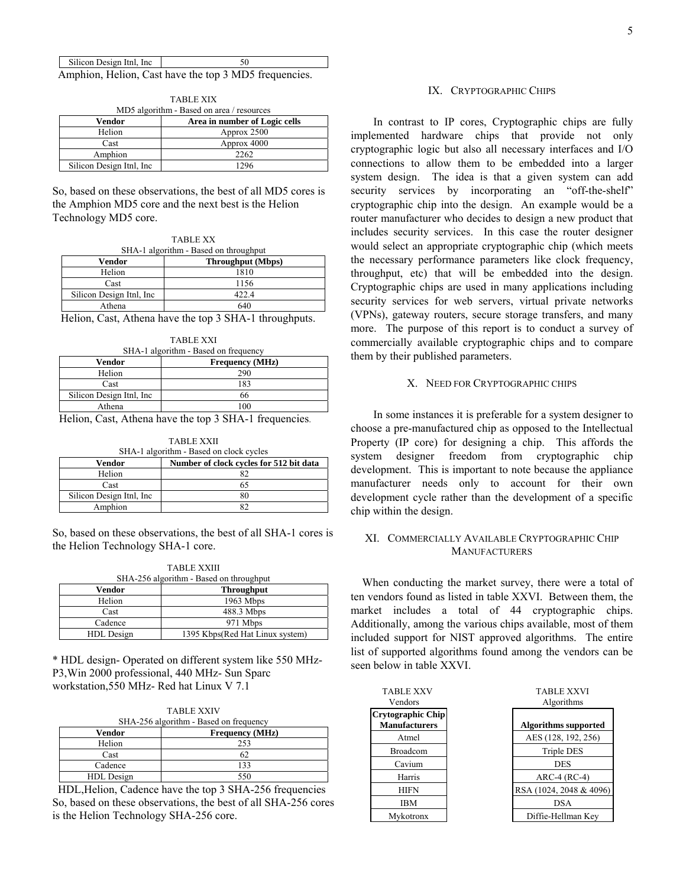| Silicon Design Itnl, Inc | 50 |
|---|---|

Amphion, Helion, Cast have the top 3 MD5 frequencies.

TABLE XIX
MD5 algorithm - Based on area / resources

| Vendor | Area in number of Logic cells |
|---|---|
| Helion | Approx 2500 |
| Cast | Approx 4000 |
| Amphion | 2262 |
| Silicon Design Itnl, Inc | 1296 |

So, based on these observations, the best of all MD5 cores is the Amphion MD5 core and the next best is the Helion Technology MD5 core.

TABLE XX
SHA-1 algorithm - Based on throughput

| Vendor | Throughput (Mbps) |
|---|---|
| Helion | 1810 |
| Cast | 1156 |
| Silicon Design Itnl, Inc | 422.4 |
| Athena | 640 |

Helion, Cast, Athena have the top 3 SHA-1 throughputs.

TABLE XXI
SHA-1 algorithm - Based on frequency

| Vendor | Frequency (MHz) |
|---|---|
| Helion | 290 |
| Cast | 183 |
| Silicon Design Itnl, Inc | 66 |
| Athena | 100 |

Helion, Cast, Athena have the top 3 SHA-1 frequencies.

TABLE XXII
SHA-1 algorithm - Based on clock cycles

| Vendor | Number of clock cycles for 512 bit data |
|---|---|
| Helion | 82 |
| Cast | 65 |
| Silicon Design Itnl, Inc | 80 |
| Amphion | 82 |

So, based on these observations, the best of all SHA-1 cores is the Helion Technology SHA-1 core.

TABLE XXIII
SHA-256 algorithm - Based on throughput

| Vendor | Throughput |
|---|---|
| Helion | 1963 Mbps |
| Cast | 488.3 Mbps |
| Cadence | 971 Mbps |
| HDL Design | 1395 Kbps(Red Hat Linux system) |

* HDL design- Operated on different system like 550 MHz-P3,Win 2000 professional, 440 MHz- Sun Sparc workstation,550 MHz- Red hat Linux V 7.1

TABLE XXIV
SHA-256 algorithm - Based on frequency

| Vendor | Frequency (MHz) |
|---|---|
| Helion | 253 |
| Cast | 62 |
| Cadence | 133 |
| HDL Design | 550 |

HDL,Helion, Cadence have the top 3 SHA-256 frequencies So, based on these observations, the best of all SHA-256 cores is the Helion Technology SHA-256 core.

## IX. Cryptographic Chips

In contrast to IP cores, Cryptographic chips are fully implemented hardware chips that provide not only cryptographic logic but also all necessary interfaces and I/O connections to allow them to be embedded into a larger system design. The idea is that a given system can add security services by incorporating an "off-the-shelf" cryptographic chip into the design. An example would be a router manufacturer who decides to design a new product that includes security services. In this case the router designer would select an appropriate cryptographic chip (which meets the necessary performance parameters like clock frequency, throughput, etc) that will be embedded into the design. Cryptographic chips are used in many applications including security services for web servers, virtual private networks (VPNs), gateway routers, secure storage transfers, and many more. The purpose of this report is to conduct a survey of commercially available cryptographic chips and to compare them by their published parameters.

## X. Need for Cryptographic chips

In some instances it is preferable for a system designer to choose a pre-manufactured chip as opposed to the Intellectual Property (IP core) for designing a chip. This affords the system designer freedom from cryptographic chip development. This is important to note because the appliance manufacturer needs only to account for their own development cycle rather than the development of a specific chip within the design.

## XI. Commercially Available Cryptographic Chip Manufacturers

When conducting the market survey, there were a total of ten vendors found as listed in table XXVI. Between them, the market includes a total of 44 cryptographic chips. Additionally, among the various chips available, most of them included support for NIST approved algorithms. The entire list of supported algorithms found among the vendors can be seen below in table XXVI.

TABLE XXV
Vendors

| Crytographic Chip Manufacturers |
|---|
| Atmel |
| Broadcom |
| Cavium |
| Harris |
| HIFN |
| IBM |
| Mykotronx |

TABLE XXVI
Algorithms

| Algorithms supported |
|---|
| AES (128, 192, 256) |
| Triple DES |
| DES |
| ARC-4 (RC-4) |
| RSA (1024, 2048 & 4096) |
| DSA |
| Diffie-Hellman Key |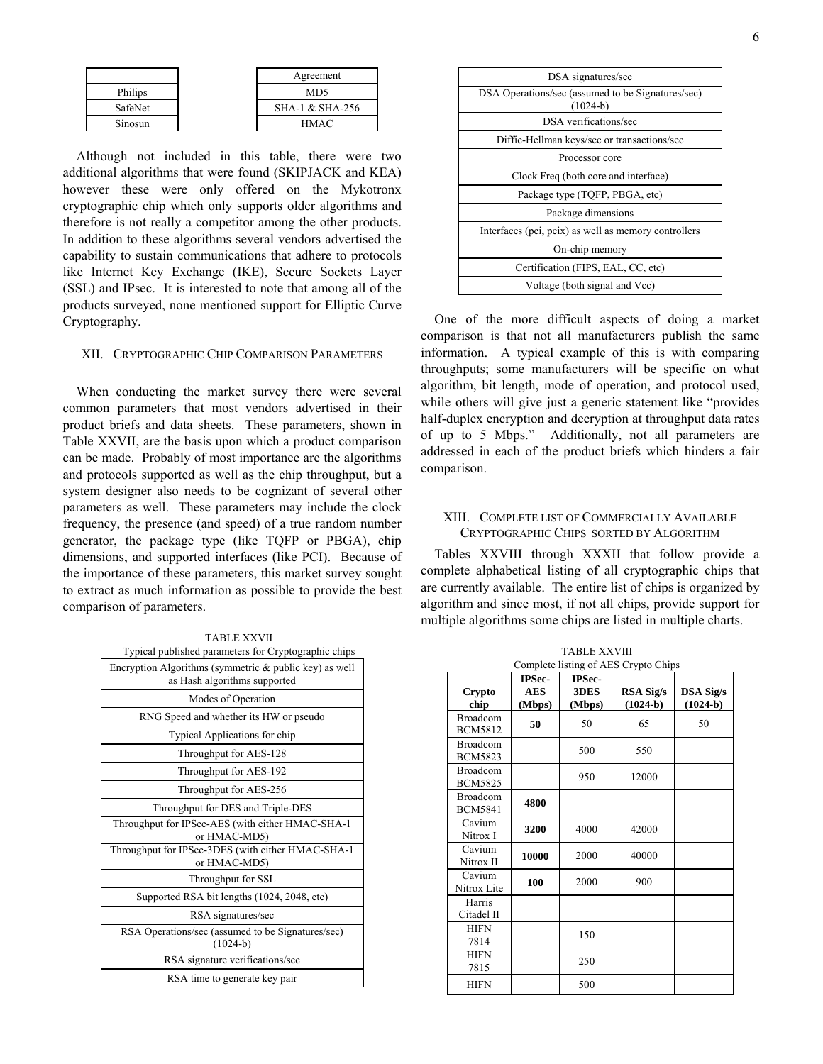| | |
|---|---|
| | Agreement |
| Philips | MD5 |
| SafeNet | SHA-1 & SHA-256 |
| Sinosun | HMAC |

Although not included in this table, there were two additional algorithms that were found (SKIPJACK and KEA) however these were only offered on the Mykotronx cryptographic chip which only supports older algorithms and therefore is not really a competitor among the other products. In addition to these algorithms several vendors advertised the capability to sustain communications that adhere to protocols like Internet Key Exchange (IKE), Secure Sockets Layer (SSL) and IPsec. It is interested to note that among all of the products surveyed, none mentioned support for Elliptic Curve Cryptography.

## XII. Cryptographic Chip Comparison Parameters

When conducting the market survey there were several common parameters that most vendors advertised in their product briefs and data sheets. These parameters, shown in Table XXVII, are the basis upon which a product comparison can be made. Probably of most importance are the algorithms and protocols supported as well as the chip throughput, but a system designer also needs to be cognizant of several other parameters as well. These parameters may include the clock frequency, the presence (and speed) of a true random number generator, the package type (like TQFP or PBGA), chip dimensions, and supported interfaces (like PCI). Because of the importance of these parameters, this market survey sought to extract as much information as possible to provide the best comparison of parameters.

TABLE XXVII
Typical published parameters for Cryptographic chips

| Parameter |
|---|
| Encryption Algorithms (symmetric & public key) as well as Hash algorithms supported |
| Modes of Operation |
| RNG Speed and whether its HW or pseudo |
| Typical Applications for chip |
| Throughput for AES-128 |
| Throughput for AES-192 |
| Throughput for AES-256 |
| Throughput for DES and Triple-DES |
| Throughput for IPSec-AES (with either HMAC-SHA-1 or HMAC-MD5) |
| Throughput for IPSec-3DES (with either HMAC-SHA-1 or HMAC-MD5) |
| Throughput for SSL |
| Supported RSA bit lengths (1024, 2048, etc) |
| RSA signatures/sec |
| RSA Operations/sec (assumed to be Signatures/sec) (1024-b) |
| RSA signature verifications/sec |
| RSA time to generate key pair |
| DSA signatures/sec |
| DSA Operations/sec (assumed to be Signatures/sec) (1024-b) |
| DSA verifications/sec |
| Diffie-Hellman keys/sec or transactions/sec |
| Processor core |
| Clock Freq (both core and interface) |
| Package type (TQFP, PBGA, etc) |
| Package dimensions |
| Interfaces (pci, pcix) as well as memory controllers |
| On-chip memory |
| Certification (FIPS, EAL, CC, etc) |
| Voltage (both signal and Vcc) |

One of the more difficult aspects of doing a market comparison is that not all manufacturers publish the same information. A typical example of this is with comparing throughputs; some manufacturers will be specific on what algorithm, bit length, mode of operation, and protocol used, while others will give just a generic statement like "provides half-duplex encryption and decryption at throughput data rates of up to 5 Mbps." Additionally, not all parameters are addressed in each of the product briefs which hinders a fair comparison.

## XIII. Complete List of Commercially Available Cryptographic Chips Sorted by Algorithm

Tables XXVIII through XXXII that follow provide a complete alphabetical listing of all cryptographic chips that are currently available. The entire list of chips is organized by algorithm and since most, if not all chips, provide support for multiple algorithms some chips are listed in multiple charts.

TABLE XXVIII
Complete listing of AES Crypto Chips

| Crypto chip | IPSec-AES (Mbps) | IPSec-3DES (Mbps) | RSA Sig/s (1024-b) | DSA Sig/s (1024-b) |
|---|---|---|---|---|
| Broadcom BCM5812 | **50** | 50 | 65 | 50 |
| Broadcom BCM5823 | | 500 | 550 | |
| Broadcom BCM5825 | | 950 | 12000 | |
| Broadcom BCM5841 | **4800** | | | |
| Cavium Nitrox I | **3200** | 4000 | 42000 | |
| Cavium Nitrox II | **10000** | 2000 | 40000 | |
| Cavium Nitrox Lite | **100** | 2000 | 900 | |
| Harris Citadel II | | | | |
| HIFN 7814 | | 150 | | |
| HIFN 7815 | | 250 | | |
| HIFN | | 500 | | |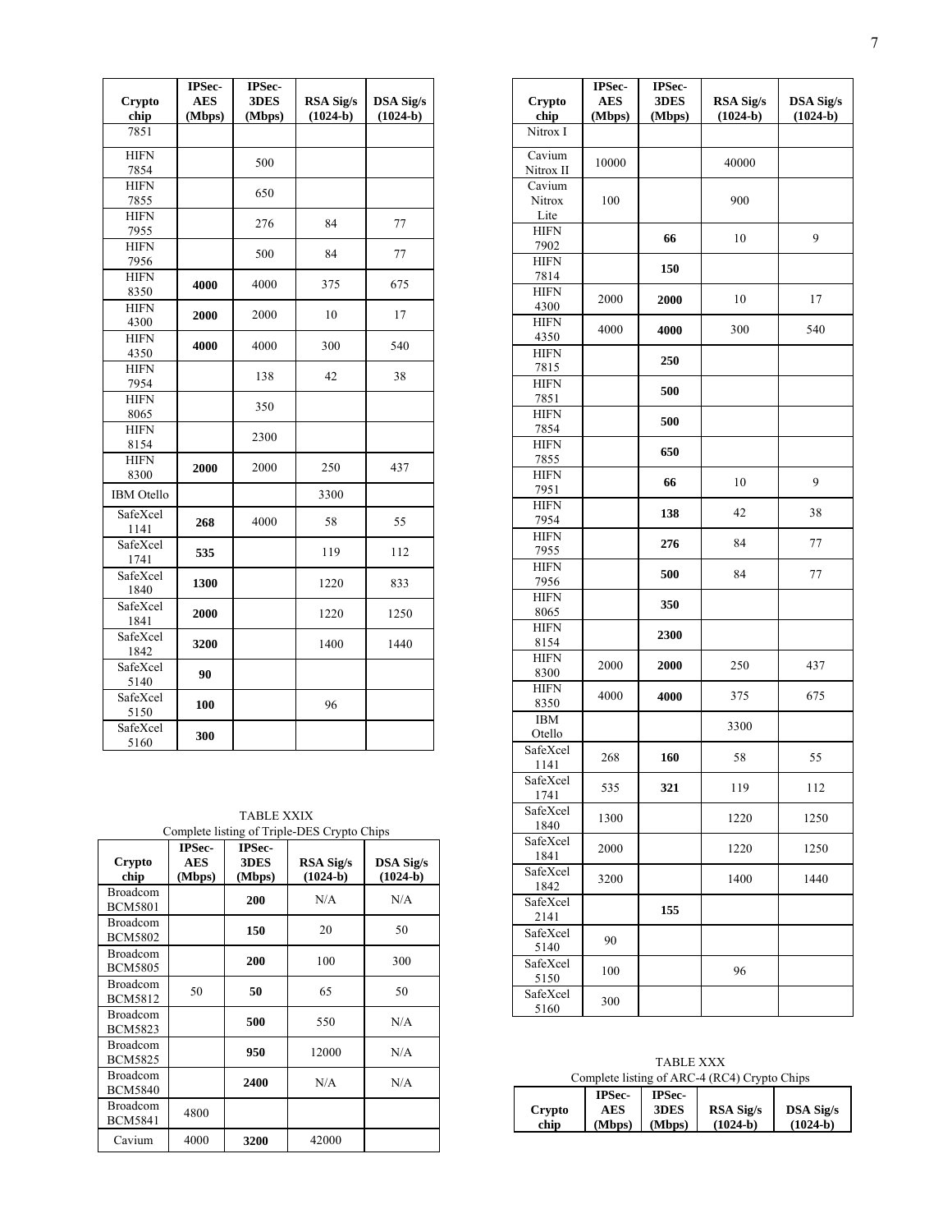| Crypto chip | IPSec-AES (Mbps) | IPSec-3DES (Mbps) | RSA Sig/s (1024-b) | DSA Sig/s (1024-b) |
|---|---|---|---|---|
| 7851 | | | | |
| HIFN 7854 | | 500 | | |
| HIFN 7855 | | 650 | | |
| HIFN 7955 | | 276 | 84 | 77 |
| HIFN 7956 | | 500 | 84 | 77 |
| HIFN 8350 | **4000** | 4000 | 375 | 675 |
| HIFN 4300 | **2000** | 2000 | 10 | 17 |
| HIFN 4350 | **4000** | 4000 | 300 | 540 |
| HIFN 7954 | | 138 | 42 | 38 |
| HIFN 8065 | | 350 | | |
| HIFN 8154 | | 2300 | | |
| HIFN 8300 | **2000** | 2000 | 250 | 437 |
| IBM Otello | | | 3300 | |
| SafeXcel 1141 | **268** | 4000 | 58 | 55 |
| SafeXcel 1741 | **535** | | 119 | 112 |
| SafeXcel 1840 | **1300** | | 1220 | 833 |
| SafeXcel 1841 | **2000** | | 1220 | 1250 |
| SafeXcel 1842 | **3200** | | 1400 | 1440 |
| SafeXcel 5140 | **90** | | | |
| SafeXcel 5150 | **100** | | 96 | |
| SafeXcel 5160 | **300** | | | |

TABLE XXIX
Complete listing of Triple-DES Crypto Chips

| Crypto chip | IPSec-AES (Mbps) | IPSec-3DES (Mbps) | RSA Sig/s (1024-b) | DSA Sig/s (1024-b) |
|---|---|---|---|---|
| Broadcom BCM5801 | | **200** | N/A | N/A |
| Broadcom BCM5802 | | **150** | 20 | 50 |
| Broadcom BCM5805 | | **200** | 100 | 300 |
| Broadcom BCM5812 | 50 | **50** | 65 | 50 |
| Broadcom BCM5823 | | **500** | 550 | N/A |
| Broadcom BCM5825 | | **950** | 12000 | N/A |
| Broadcom BCM5840 | | **2400** | N/A | N/A |
| Broadcom BCM5841 | 4800 | | | |
| Cavium | 4000 | **3200** | 42000 | |
| Nitrox I | | | | |
| Cavium Nitrox II | 10000 | | 40000 | |
| Cavium Nitrox Lite | 100 | | 900 | |
| HIFN 7902 | | **66** | 10 | 9 |
| HIFN 7814 | | **150** | | |
| HIFN 4300 | 2000 | **2000** | 10 | 17 |
| HIFN 4350 | 4000 | **4000** | 300 | 540 |
| HIFN 7815 | | **250** | | |
| HIFN 7851 | | **500** | | |
| HIFN 7854 | | **500** | | |
| HIFN 7855 | | **650** | | |
| HIFN 7951 | | **66** | 10 | 9 |
| HIFN 7954 | | **138** | 42 | 38 |
| HIFN 7955 | | **276** | 84 | 77 |
| HIFN 7956 | | **500** | 84 | 77 |
| HIFN 8065 | | **350** | | |
| HIFN 8154 | | **2300** | | |
| HIFN 8300 | 2000 | **2000** | 250 | 437 |
| HIFN 8350 | 4000 | **4000** | 375 | 675 |
| IBM Otello | | | 3300 | |
| SafeXcel 1141 | 268 | **160** | 58 | 55 |
| SafeXcel 1741 | 535 | **321** | 119 | 112 |
| SafeXcel 1840 | 1300 | | 1220 | 1250 |
| SafeXcel 1841 | 2000 | | 1220 | 1250 |
| SafeXcel 1842 | 3200 | | 1400 | 1440 |
| SafeXcel 2141 | | **155** | | |
| SafeXcel 5140 | 90 | | | |
| SafeXcel 5150 | 100 | | 96 | |
| SafeXcel 5160 | 300 | | | |

TABLE XXX
Complete listing of ARC-4 (RC4) Crypto Chips

| Crypto chip | IPSec-AES (Mbps) | IPSec-3DES (Mbps) | RSA Sig/s (1024-b) | DSA Sig/s (1024-b) |
|---|---|---|---|---|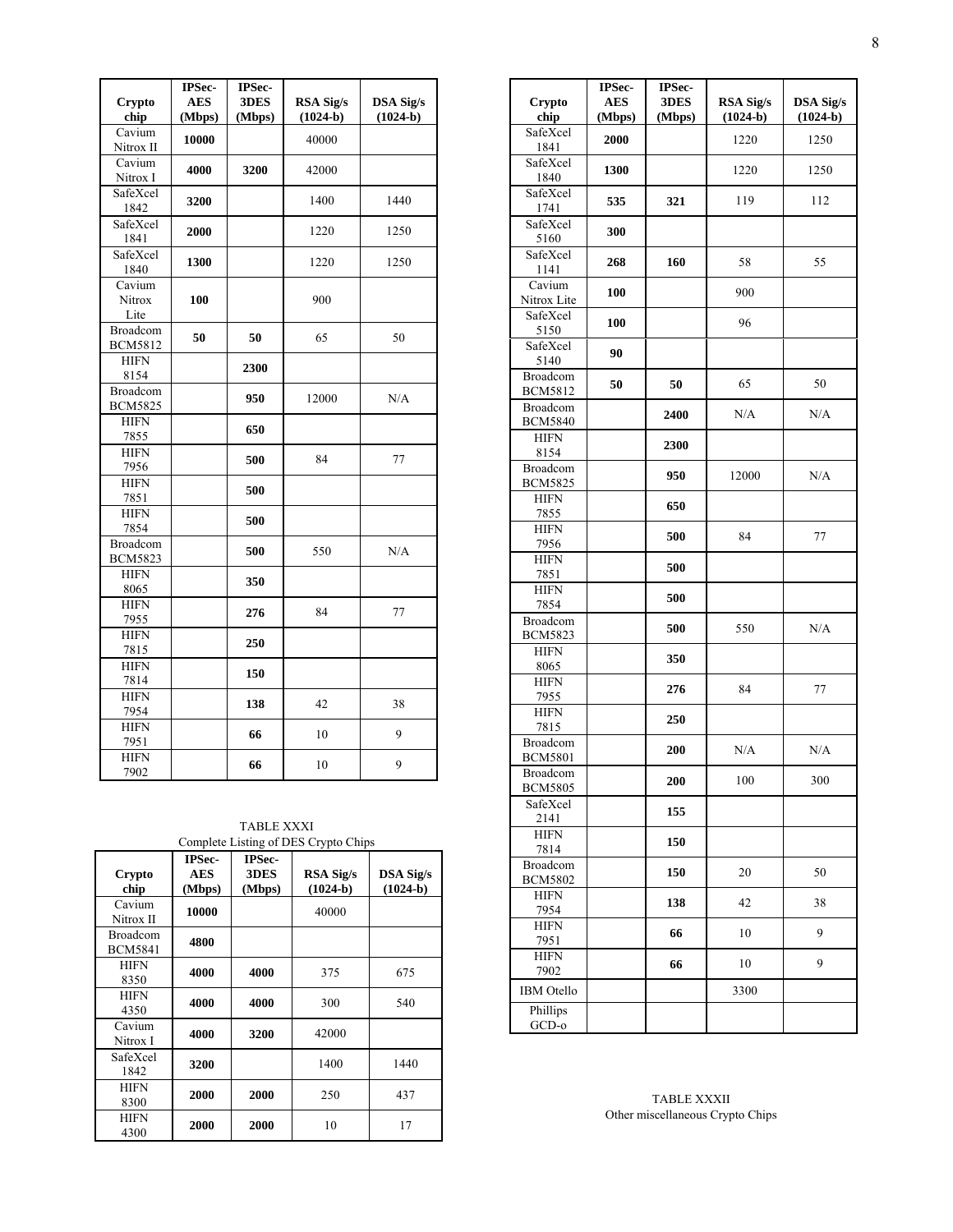| Crypto chip | IPSec-AES (Mbps) | IPSec-3DES (Mbps) | RSA Sig/s (1024-b) | DSA Sig/s (1024-b) |
|---|---|---|---|---|
| Cavium Nitrox II | **10000** | | 40000 | |
| Cavium Nitrox I | **4000** | **3200** | 42000 | |
| SafeXcel 1842 | **3200** | | 1400 | 1440 |
| SafeXcel 1841 | **2000** | | 1220 | 1250 |
| SafeXcel 1840 | **1300** | | 1220 | 1250 |
| Cavium Nitrox Lite | **100** | | 900 | |
| Broadcom BCM5812 | **50** | **50** | 65 | 50 |
| HIFN 8154 | | **2300** | | |
| Broadcom BCM5825 | | **950** | 12000 | N/A |
| HIFN 7855 | | **650** | | |
| HIFN 7956 | | **500** | 84 | 77 |
| HIFN 7851 | | **500** | | |
| HIFN 7854 | | **500** | | |
| Broadcom BCM5823 | | **500** | 550 | N/A |
| HIFN 8065 | | **350** | | |
| HIFN 7955 | | **276** | 84 | 77 |
| HIFN 7815 | | **250** | | |
| HIFN 7814 | | **150** | | |
| HIFN 7954 | | **138** | 42 | 38 |
| HIFN 7951 | | **66** | 10 | 9 |
| HIFN 7902 | | **66** | 10 | 9 |

TABLE XXXI
Complete Listing of DES Crypto Chips

| Crypto chip | IPSec-AES (Mbps) | IPSec-3DES (Mbps) | RSA Sig/s (1024-b) | DSA Sig/s (1024-b) |
|---|---|---|---|---|
| Cavium Nitrox II | **10000** | | 40000 | |
| Broadcom BCM5841 | **4800** | | | |
| HIFN 8350 | **4000** | **4000** | 375 | 675 |
| HIFN 4350 | **4000** | **4000** | 300 | 540 |
| Cavium Nitrox I | **4000** | **3200** | 42000 | |
| SafeXcel 1842 | **3200** | | 1400 | 1440 |
| HIFN 8300 | **2000** | **2000** | 250 | 437 |
| HIFN 4300 | **2000** | **2000** | 10 | 17 |
| SafeXcel 1841 | **2000** | | 1220 | 1250 |
| SafeXcel 1840 | **1300** | | 1220 | 1250 |
| SafeXcel 1741 | **535** | **321** | 119 | 112 |
| SafeXcel 5160 | **300** | | | |
| SafeXcel 1141 | **268** | **160** | 58 | 55 |
| Cavium Nitrox Lite | **100** | | 900 | |
| SafeXcel 5150 | **100** | | 96 | |
| SafeXcel 5140 | **90** | | | |
| Broadcom BCM5812 | **50** | **50** | 65 | 50 |
| Broadcom BCM5840 | | **2400** | N/A | N/A |
| HIFN 8154 | | **2300** | | |
| Broadcom BCM5825 | | **950** | 12000 | N/A |
| HIFN 7855 | | **650** | | |
| HIFN 7956 | | **500** | 84 | 77 |
| HIFN 7851 | | **500** | | |
| HIFN 7854 | | **500** | | |
| Broadcom BCM5823 | | **500** | 550 | N/A |
| HIFN 8065 | | **350** | | |
| HIFN 7955 | | **276** | 84 | 77 |
| HIFN 7815 | | **250** | | |
| Broadcom BCM5801 | | **200** | N/A | N/A |
| Broadcom BCM5805 | | **200** | 100 | 300 |
| SafeXcel 2141 | | **155** | | |
| HIFN 7814 | | **150** | | |
| Broadcom BCM5802 | | **150** | 20 | 50 |
| HIFN 7954 | | **138** | 42 | 38 |
| HIFN 7951 | | **66** | 10 | 9 |
| HIFN 7902 | | **66** | 10 | 9 |
| IBM Otello | | | 3300 | |
| Phillips GCD-o | | | | |

TABLE XXXII
Other miscellaneous Crypto Chips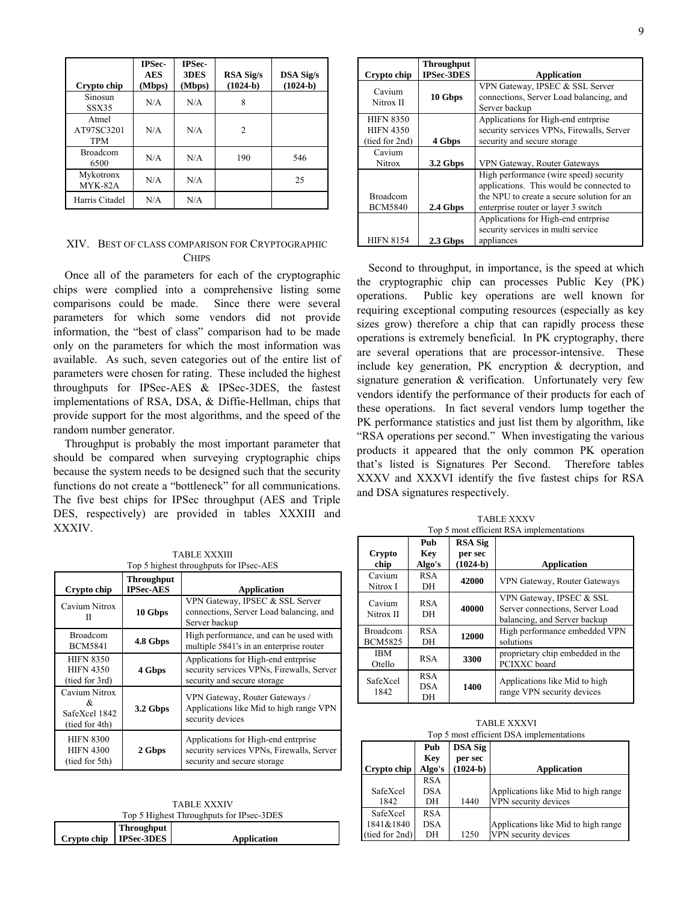| Crypto chip | IPSec-AES (Mbps) | IPSec-3DES (Mbps) | RSA Sig/s (1024-b) | DSA Sig/s (1024-b) |
|---|---|---|---|---|
| Sinosun SSX35 | N/A | N/A | 8 | |
| Atmel AT97SC3201 TPM | N/A | N/A | 2 | |
| Broadcom 6500 | N/A | N/A | 190 | 546 |
| Mykotronx MYK-82A | N/A | N/A | | 25 |
| Harris Citadel | N/A | N/A | | |

## XIV. Best of Class Comparison for Cryptographic Chips

Once all of the parameters for each of the cryptographic chips were complied into a comprehensive listing some comparisons could be made. Since there were several parameters for which some vendors did not provide information, the "best of class" comparison had to be made only on the parameters for which the most information was available. As such, seven categories out of the entire list of parameters were chosen for rating. These included the highest throughputs for IPSec-AES & IPSec-3DES, the fastest implementations of RSA, DSA, & Diffie-Hellman, chips that provide support for the most algorithms, and the speed of the random number generator.

Throughput is probably the most important parameter that should be compared when surveying cryptographic chips because the system needs to be designed such that the security functions do not create a "bottleneck" for all communications. The five best chips for IPSec throughput (AES and Triple DES, respectively) are provided in tables XXXIII and XXXIV.

TABLE XXXIII
Top 5 highest throughputs for IPsec-AES

| Crypto chip | Throughput IPSec-AES | Application |
|---|---|---|
| Cavium Nitrox II | **10 Gbps** | VPN Gateway, IPSEC & SSL Server connections, Server Load balancing, and Server backup |
| Broadcom BCM5841 | **4.8 Gbps** | High performance, and can be used with multiple 5841's in an enterprise router |
| HIFN 8350 HIFN 4350 (tied for 3rd) | **4 Gbps** | Applications for High-end entrprise security services VPNs, Firewalls, Server security and secure storage |
| Cavium Nitrox & SafeXcel 1842 (tied for 4th) | **3.2 Gbps** | VPN Gateway, Router Gateways / Applications like Mid to high range VPN security devices |
| HIFN 8300 HIFN 4300 (tied for 5th) | **2 Gbps** | Applications for High-end entrprise security services VPNs, Firewalls, Server security and secure storage |

TABLE XXXIV
Top 5 Highest Throughputs for IPsec-3DES

| Crypto chip | Throughput IPSec-3DES | Application |
|---|---|---|
| Cavium Nitrox II | **10 Gbps** | VPN Gateway, IPSEC & SSL Server connections, Server Load balancing, and Server backup |
| HIFN 8350 HIFN 4350 (tied for 2nd) | **4 Gbps** | Applications for High-end entrprise security services VPNs, Firewalls, Server security and secure storage |
| Cavium Nitrox | **3.2 Gbps** | VPN Gateway, Router Gateways |
| Broadcom BCM5840 | **2.4 Gbps** | High performance (wire speed) security applications. This would be connected to the NPU to create a secure solution for an enterprise router or layer 3 switch |
| HIFN 8154 | **2.3 Gbps** | Applications for High-end entrprise security services in multi service appliances |

Second to throughput, in importance, is the speed at which the cryptographic chip can processes Public Key (PK) operations. Public key operations are well known for requiring exceptional computing resources (especially as key sizes grow) therefore a chip that can rapidly process these operations is extremely beneficial. In PK cryptography, there are several operations that are processor-intensive. These include key generation, PK encryption & decryption, and signature generation & verification. Unfortunately very few vendors identify the performance of their products for each of these operations. In fact several vendors lump together the PK performance statistics and just list them by algorithm, like "RSA operations per second." When investigating the various products it appeared that the only common PK operation that's listed is Signatures Per Second. Therefore tables XXXV and XXXVI identify the five fastest chips for RSA and DSA signatures respectively.

TABLE XXXV
Top 5 most efficient RSA implementations

| Crypto chip | Pub Key Algo's | RSA Sig per sec (1024-b) | Application |
|---|---|---|---|
| Cavium Nitrox I | RSA DH | **42000** | VPN Gateway, Router Gateways |
| Cavium Nitrox II | RSA DH | **40000** | VPN Gateway, IPSEC & SSL Server connections, Server Load balancing, and Server backup |
| Broadcom BCM5825 | RSA DH | **12000** | High performance embedded VPN solutions |
| IBM Otello | RSA | **3300** | proprietary chip embedded in the PCIXXC board |
| SafeXcel 1842 | RSA DSA DH | **1400** | Applications like Mid to high range VPN security devices |

TABLE XXXVI
Top 5 most efficient DSA implementations

| Crypto chip | Pub Key Algo's | DSA Sig per sec (1024-b) | Application |
|---|---|---|---|
| SafeXcel 1842 | RSA DSA DH | 1440 | Applications like Mid to high range VPN security devices |
| SafeXcel 1841&1840 (tied for 2nd) | RSA DSA DH | 1250 | Applications like Mid to high range VPN security devices |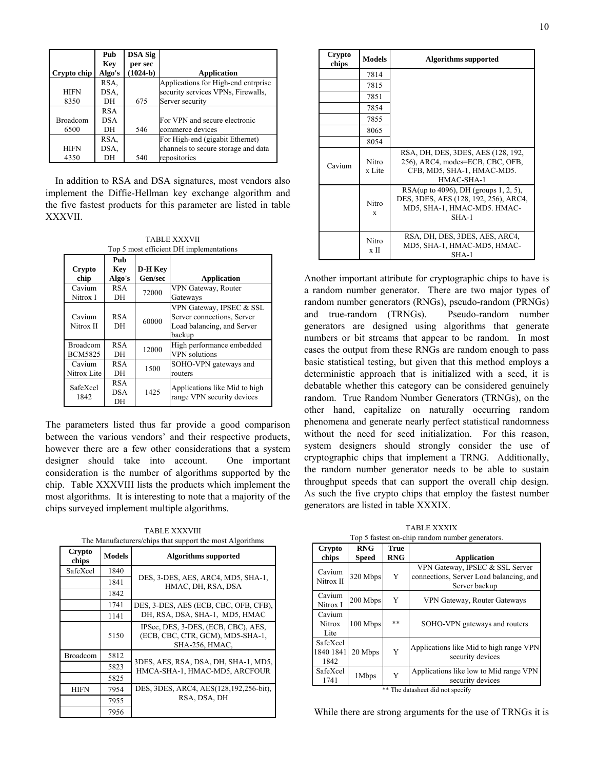| Crypto chip | Pub Key Algo's | DSA Sig per sec (1024-b) | Application |
|---|---|---|---|
| HIFN 8350 | RSA, DSA, DH | 675 | Applications for High-end entrprise security services VPNs, Firewalls, Server security |
| Broadcom 6500 | RSA DSA DH | 546 | For VPN and secure electronic commerce devices |
| HIFN 4350 | RSA, DSA, DH | 540 | For High-end (gigabit Ethernet) channels to secure storage and data repositories |

In addition to RSA and DSA signatures, most vendors also implement the Diffie-Hellman key exchange algorithm and the five fastest products for this parameter are listed in table XXXVII.

TABLE XXXVII
Top 5 most efficient DH implementations

| Crypto chip | Pub Key Algo's | D-H Key Gen/sec | Application |
|---|---|---|---|
| Cavium Nitrox I | RSA DH | 72000 | VPN Gateway, Router Gateways |
| Cavium Nitrox II | RSA DH | 60000 | VPN Gateway, IPSEC & SSL Server connections, Server Load balancing, and Server backup |
| Broadcom BCM5825 | RSA DH | 12000 | High performance embedded VPN solutions |
| Cavium Nitrox Lite | RSA DH | 1500 | SOHO-VPN gateways and routers |
| SafeXcel 1842 | RSA DSA DH | 1425 | Applications like Mid to high range VPN security devices |

The parameters listed thus far provide a good comparison between the various vendors' and their respective products, however there are a few other considerations that a system designer should take into account. One important consideration is the number of algorithms supported by the chip. Table XXXVIII lists the products which implement the most algorithms. It is interesting to note that a majority of the chips surveyed implement multiple algorithms.

TABLE XXXVIII
The Manufacturers/chips that support the most Algorithms

| Crypto chips | Models | Algorithms supported |
|---|---|---|
| SafeXcel | 1840 | DES, 3-DES, AES, ARC4, MD5, SHA-1, HMAC, DH, RSA, DSA |
| | 1841 | |
| | 1842 | |
| | 1741 | DES, 3-DES, AES (ECB, CBC, OFB, CFB), DH, RSA, DSA, SHA-1, MD5, HMAC |
| | 1141 | |
| | 5150 | IPSec, DES, 3-DES, (ECB, CBC), AES, (ECB, CBC, CTR, GCM), MD5-SHA-1, SHA-256, HMAC, |
| Broadcom | 5812 | 3DES, AES, RSA, DSA, DH, SHA-1, MD5, HMCA-SHA-1, HMAC-MD5, ARCFOUR |
| | 5823 | |
| | 5825 | |
| HIFN | 7954 | DES, 3DES, ARC4, AES(128,192,256-bit), RSA, DSA, DH |
| | 7955 | |
| | 7956 | |
| | 7814 | |
| | 7815 | |
| | 7851 | |
| | 7854 | |
| | 7855 | |
| | 8065 | |
| | 8054 | |
| Cavium | Nitrox Lite | RSA, DH, DES, 3DES, AES (128, 192, 256), ARC4, modes=ECB, CBC, OFB, CFB, MD5, SHA-1, HMAC-MD5. HMAC-SHA-1 |
| | Nitrox | RSA(up to 4096), DH (groups 1, 2, 5), DES, 3DES, AES (128, 192, 256), ARC4, MD5, SHA-1, HMAC-MD5. HMAC-SHA-1 |
| | Nitrox II | RSA, DH, DES, 3DES, AES, ARC4, MD5, SHA-1, HMAC-MD5, HMAC-SHA-1 |

Another important attribute for cryptographic chips to have is a random number generator. There are two major types of random number generators (RNGs), pseudo-random (PRNGs) and true-random (TRNGs). Pseudo-random number generators are designed using algorithms that generate numbers or bit streams that appear to be random. In most cases the output from these RNGs are random enough to pass basic statistical testing, but given that this method employs a deterministic approach that is initialized with a seed, it is debatable whether this category can be considered genuinely random. True Random Number Generators (TRNGs), on the other hand, capitalize on naturally occurring random phenomena and generate nearly perfect statistical randomness without the need for seed initialization. For this reason, system designers should strongly consider the use of cryptographic chips that implement a TRNG. Additionally, the random number generator needs to be able to sustain throughput speeds that can support the overall chip design. As such the five crypto chips that employ the fastest number generators are listed in table XXXIX.

TABLE XXXIX
Top 5 fastest on-chip random number generators.

| Crypto chips | RNG Speed | True RNG | Application |
|---|---|---|---|
| Cavium Nitrox II | 320 Mbps | Y | VPN Gateway, IPSEC & SSL Server connections, Server Load balancing, and Server backup |
| Cavium Nitrox I | 200 Mbps | Y | VPN Gateway, Router Gateways |
| Cavium Nitrox Lite | 100 Mbps | ** | SOHO-VPN gateways and routers |
| SafeXcel 1840 1841 1842 | 20 Mbps | Y | Applications like Mid to high range VPN security devices |
| SafeXcel 1741 | 1Mbps | Y | Applications like low to Mid range VPN security devices |

** The datasheet did not specify

While there are strong arguments for the use of TRNGs it is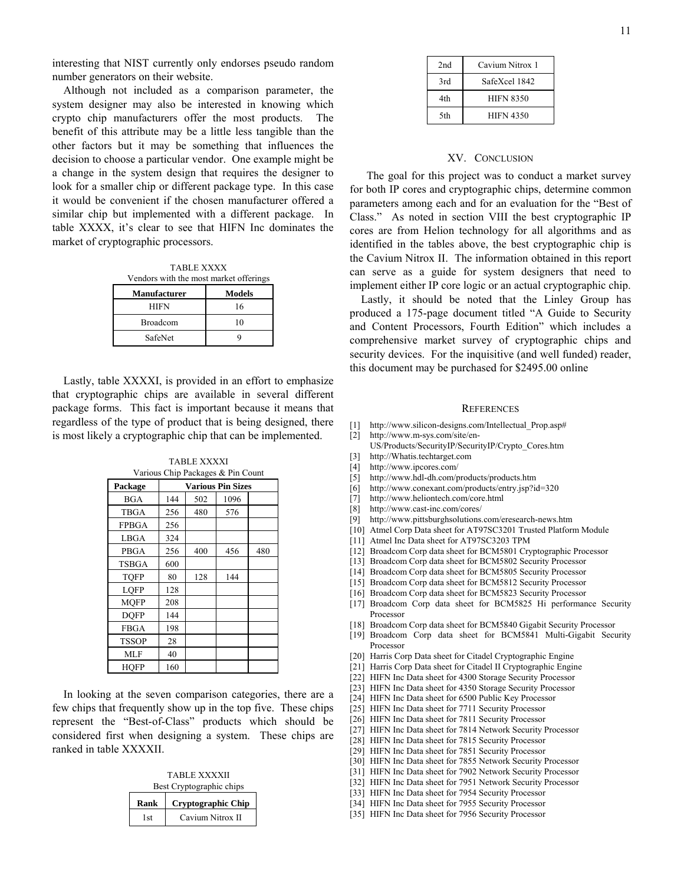interesting that NIST currently only endorses pseudo random number generators on their website.

Although not included as a comparison parameter, the system designer may also be interested in knowing which crypto chip manufacturers offer the most products. The benefit of this attribute may be a little less tangible than the other factors but it may be something that influences the decision to choose a particular vendor. One example might be a change in the system design that requires the designer to look for a smaller chip or different package type. In this case it would be convenient if the chosen manufacturer offered a similar chip but implemented with a different package. In table XXXX, it's clear to see that HIFN Inc dominates the market of cryptographic processors.

TABLE XXXX
Vendors with the most market offerings

| Manufacturer | Models |
|---|---|
| HIFN | 16 |
| Broadcom | 10 |
| SafeNet | 9 |

Lastly, table XXXXI, is provided in an effort to emphasize that cryptographic chips are available in several different package forms. This fact is important because it means that regardless of the type of product that is being designed, there is most likely a cryptographic chip that can be implemented.

TABLE XXXXI
Various Chip Packages & Pin Count

| Package | Various Pin Sizes | | | |
|---|---|---|---|---|
| BGA | 144 | 502 | 1096 | |
| TBGA | 256 | 480 | 576 | |
| FPBGA | 256 | | | |
| LBGA | 324 | | | |
| PBGA | 256 | 400 | 456 | 480 |
| TSBGA | 600 | | | |
| TQFP | 80 | 128 | 144 | |
| LQFP | 128 | | | |
| MQFP | 208 | | | |
| DQFP | 144 | | | |
| FBGA | 198 | | | |
| TSSOP | 28 | | | |
| MLF | 40 | | | |
| HQFP | 160 | | | |

In looking at the seven comparison categories, there are a few chips that frequently show up in the top five. These chips represent the "Best-of-Class" products which should be considered first when designing a system. These chips are ranked in table XXXXII.

TABLE XXXXII
Best Cryptographic chips

| Rank | Cryptographic Chip |
|---|---|
| 1st | Cavium Nitrox II |
| 2nd | Cavium Nitrox 1 |
| 3rd | SafeXcel 1842 |
| 4th | HIFN 8350 |
| 5th | HIFN 4350 |

## XV. Conclusion

The goal for this project was to conduct a market survey for both IP cores and cryptographic chips, determine common parameters among each and for an evaluation for the "Best of Class." As noted in section VIII the best cryptographic IP cores are from Helion technology for all algorithms and as identified in the tables above, the best cryptographic chip is the Cavium Nitrox II. The information obtained in this report can serve as a guide for system designers that need to implement either IP core logic or an actual cryptographic chip.

Lastly, it should be noted that the Linley Group has produced a 175-page document titled "A Guide to Security and Content Processors, Fourth Edition" which includes a comprehensive market survey of cryptographic chips and security devices. For the inquisitive (and well funded) reader, this document may be purchased for $2495.00 online

## References

[1] http://www.silicon-designs.com/Intellectual_Prop.asp#
[2] http://www.m-sys.com/site/en-US/Products/SecurityIP/SecurityIP/Crypto_Cores.htm
[3] http://Whatis.techtarget.com
[4] http://www.ipcores.com/
[5] http://www.hdl-dh.com/products/products.htm
[6] http://www.conexant.com/products/entry.jsp?id=320
[7] http://www.heliontech.com/core.html
[8] http://www.cast-inc.com/cores/
[9] http://www.pittsburghsolutions.com/eresearch-news.htm
[10] Atmel Corp Data sheet for AT97SC3201 Trusted Platform Module
[11] Atmel Inc Data sheet for AT97SC3203 TPM
[12] Broadcom Corp data sheet for BCM5801 Cryptographic Processor
[13] Broadcom Corp data sheet for BCM5802 Security Processor
[14] Broadcom Corp data sheet for BCM5805 Security Processor
[15] Broadcom Corp data sheet for BCM5812 Security Processor
[16] Broadcom Corp data sheet for BCM5823 Security Processor
[17] Broadcom Corp data sheet for BCM5825 Hi performance Security Processor
[18] Broadcom Corp data sheet for BCM5840 Gigabit Security Processor
[19] Broadcom Corp data sheet for BCM5841 Multi-Gigabit Security Processor
[20] Harris Corp Data sheet for Citadel Cryptographic Engine
[21] Harris Corp Data sheet for Citadel II Cryptographic Engine
[22] HIFN Inc Data sheet for 4300 Storage Security Processor
[23] HIFN Inc Data sheet for 4350 Storage Security Processor
[24] HIFN Inc Data sheet for 6500 Public Key Processor
[25] HIFN Inc Data sheet for 7711 Security Processor
[26] HIFN Inc Data sheet for 7811 Security Processor
[27] HIFN Inc Data sheet for 7814 Network Security Processor
[28] HIFN Inc Data sheet for 7815 Security Processor
[29] HIFN Inc Data sheet for 7851 Security Processor
[30] HIFN Inc Data sheet for 7855 Network Security Processor
[31] HIFN Inc Data sheet for 7902 Network Security Processor
[32] HIFN Inc Data sheet for 7951 Network Security Processor
[33] HIFN Inc Data sheet for 7954 Security Processor
[34] HIFN Inc Data sheet for 7955 Security Processor
[35] HIFN Inc Data sheet for 7956 Security Processor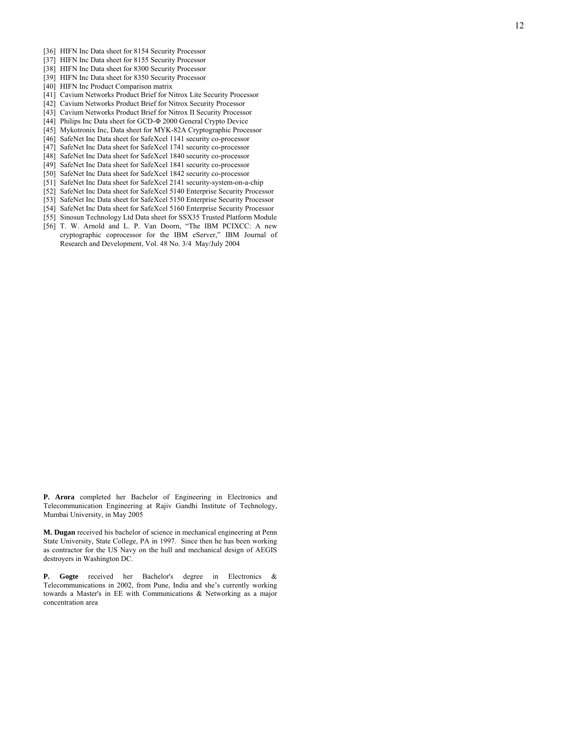[36] HIFN Inc Data sheet for 8154 Security Processor

[37] HIFN Inc Data sheet for 8155 Security Processor

[38] HIFN Inc Data sheet for 8300 Security Processor

[39] HIFN Inc Data sheet for 8350 Security Processor

[40] HIFN Inc Product Comparison matrix

[41] Cavium Networks Product Brief for Nitrox Lite Security Processor

[42] Cavium Networks Product Brief for Nitrox Security Processor

[43] Cavium Networks Product Brief for Nitrox II Security Processor

[44] Philips Inc Data sheet for GCD-Φ 2000 General Crypto Device

[45] Mykotronix Inc, Data sheet for MYK-82A Cryptographic Processor

[46] SafeNet Inc Data sheet for SafeXcel 1141 security co-processor

[47] SafeNet Inc Data sheet for SafeXcel 1741 security co-processor

[48] SafeNet Inc Data sheet for SafeXcel 1840 security co-processor

[49] SafeNet Inc Data sheet for SafeXcel 1841 security co-processor

[50] SafeNet Inc Data sheet for SafeXcel 1842 security co-processor

[51] SafeNet Inc Data sheet for SafeXcel 2141 security-system-on-a-chip

[52] SafeNet Inc Data sheet for SafeXcel 5140 Enterprise Security Processor

[53] SafeNet Inc Data sheet for SafeXcel 5150 Enterprise Security Processor

[54] SafeNet Inc Data sheet for SafeXcel 5160 Enterprise Security Processor

[55] Sinosun Technology Ltd Data sheet for SSX35 Trusted Platform Module

[56] T. W. Arnold and L. P. Van Doorn, "The IBM PCIXCC: A new cryptographic coprocessor for the IBM eServer," IBM Journal of Research and Development, Vol. 48 No. 3/4 May/July 2004

**P. Arora** completed her Bachelor of Engineering in Electronics and Telecommunication Engineering at Rajiv Gandhi Institute of Technology, Mumbai University, in May 2005

**M. Dugan** received his bachelor of science in mechanical engineering at Penn State University, State College, PA in 1997. Since then he has been working as contractor for the US Navy on the hull and mechanical design of AEGIS destroyers in Washington DC.

**P. Gogte** received her Bachelor's degree in Electronics & Telecommunications in 2002, from Pune, India and she's currently working towards a Master's in EE with Communications & Networking as a major concentration area